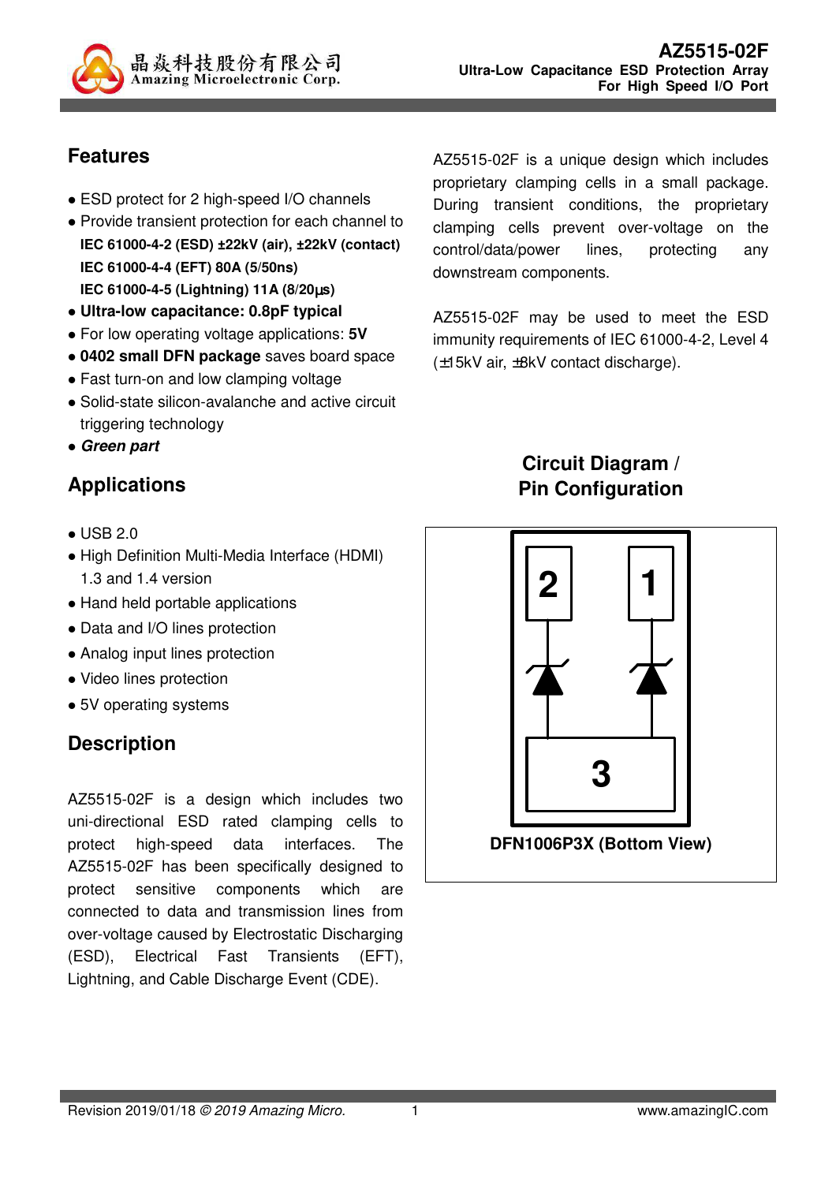# AZ5515-02F

**Ultra-Low Capacitance ESD Protection Array For High Speed I/O Port**

## Features

- ESD protect for 2 high-speed I/O channels
- Provide transient protection for each channel to
  **IEC 61000-4-2 (ESD) ±22kV (air), ±22kV (contact)**
  **IEC 61000-4-4 (EFT) 80A (5/50ns)**
  **IEC 61000-4-5 (Lightning) 11A (8/20μs)**
- **Ultra-low capacitance: 0.8pF typical**
- For low operating voltage applications: **5V**
- **0402 small DFN package** saves board space
- Fast turn-on and low clamping voltage
- Solid-state silicon-avalanche and active circuit triggering technology
- ***Green part***

## Applications

- USB 2.0
- High Definition Multi-Media Interface (HDMI) 1.3 and 1.4 version
- Hand held portable applications
- Data and I/O lines protection
- Analog input lines protection
- Video lines protection
- 5V operating systems

## Description

AZ5515-02F is a design which includes two uni-directional ESD rated clamping cells to protect high-speed data interfaces. The AZ5515-02F has been specifically designed to protect sensitive components which are connected to data and transmission lines from over-voltage caused by Electrostatic Discharging (ESD), Electrical Fast Transients (EFT), Lightning, and Cable Discharge Event (CDE).

AZ5515-02F is a unique design which includes proprietary clamping cells in a small package. During transient conditions, the proprietary clamping cells prevent over-voltage on the control/data/power lines, protecting any downstream components.

AZ5515-02F may be used to meet the ESD immunity requirements of IEC 61000-4-2, Level 4 (±15kV air, ±8kV contact discharge).

## Circuit Diagram / Pin Configuration

2

1

3

DFN1006P3X (Bottom View)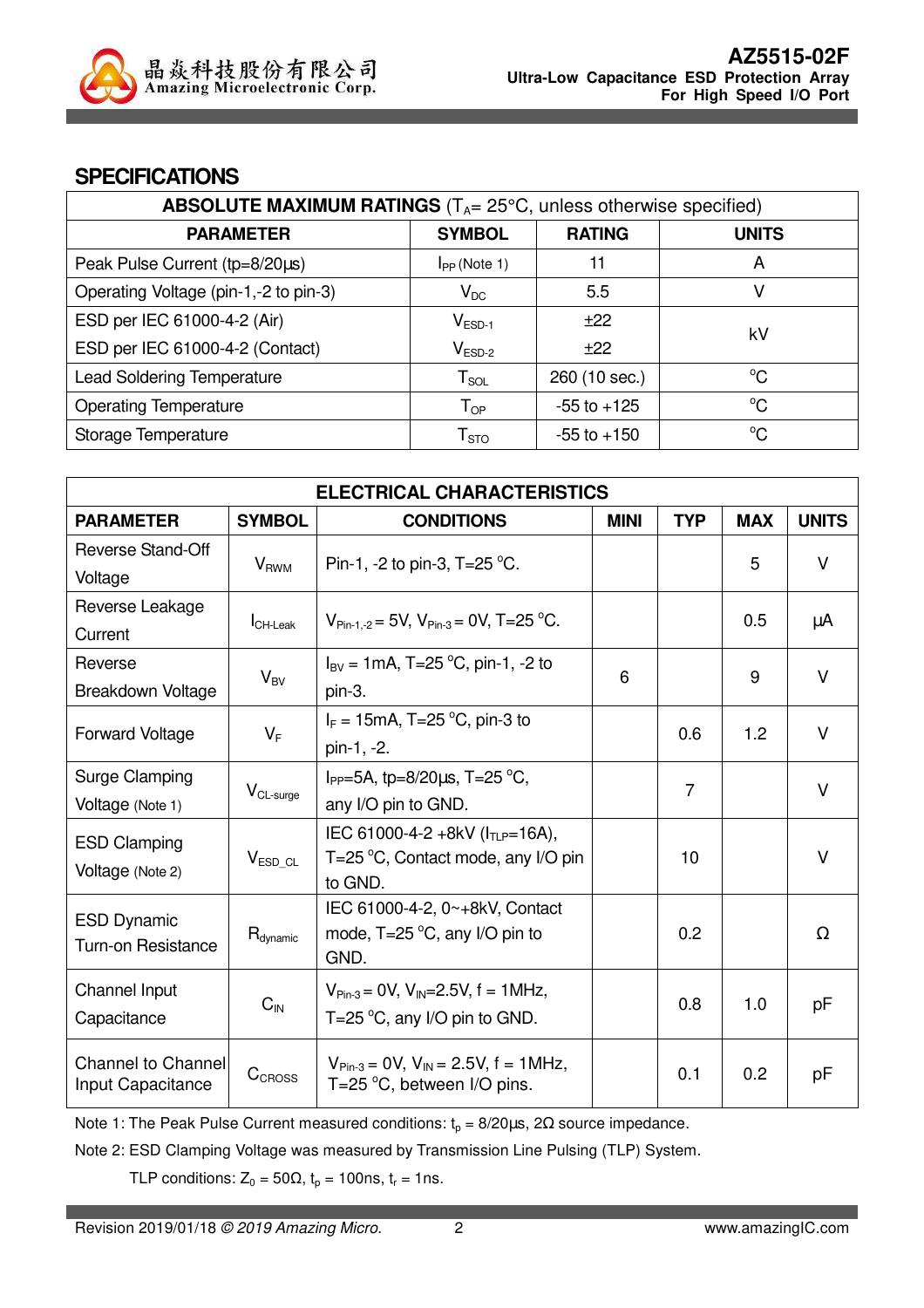## SPECIFICATIONS

| ABSOLUTE MAXIMUM RATINGS ($T_A$= 25°C, unless otherwise specified) | | | |
|---|---|---|---|
| **PARAMETER** | **SYMBOL** | **RATING** | **UNITS** |
| Peak Pulse Current (tp=8/20µs) | $I_{PP}$ (Note 1) | 11 | A |
| Operating Voltage (pin-1,-2 to pin-3) | $V_{DC}$ | 5.5 | V |
| ESD per IEC 61000-4-2 (Air) | $V_{ESD-1}$ | ±22 | kV |
| ESD per IEC 61000-4-2 (Contact) | $V_{ESD-2}$ | ±22 | kV |
| Lead Soldering Temperature | $T_{SOL}$ | 260 (10 sec.) | °C |
| Operating Temperature | $T_{OP}$ | -55 to +125 | °C |
| Storage Temperature | $T_{STO}$ | -55 to +150 | °C |

| ELECTRICAL CHARACTERISTICS | | | | | | |
|---|---|---|---|---|---|---|
| **PARAMETER** | **SYMBOL** | **CONDITIONS** | **MINI** | **TYP** | **MAX** | **UNITS** |
| Reverse Stand-Off Voltage | $V_{RWM}$ | Pin-1, -2 to pin-3, T=25 °C. | | | 5 | V |
| Reverse Leakage Current | $I_{CH\text{-}Leak}$ | $V_{Pin\text{-}1,\text{-}2}$ = 5V, $V_{Pin\text{-}3}$ = 0V, T=25 °C. | | | 0.5 | µA |
| Reverse Breakdown Voltage | $V_{BV}$ | $I_{BV}$ = 1mA, T=25 °C, pin-1, -2 to pin-3. | 6 | | 9 | V |
| Forward Voltage | $V_F$ | $I_F$ = 15mA, T=25 °C, pin-3 to pin-1, -2. | | 0.6 | 1.2 | V |
| Surge Clamping Voltage (Note 1) | $V_{CL\text{-}surge}$ | $I_{PP}$=5A, tp=8/20µs, T=25 °C, any I/O pin to GND. | | 7 | | V |
| ESD Clamping Voltage (Note 2) | $V_{ESD\_CL}$ | IEC 61000-4-2 +8kV ($I_{TLP}$=16A), T=25 °C, Contact mode, any I/O pin to GND. | | 10 | | V |
| ESD Dynamic Turn-on Resistance | $R_{dynamic}$ | IEC 61000-4-2, 0~+8kV, Contact mode, T=25 °C, any I/O pin to GND. | | 0.2 | | Ω |
| Channel Input Capacitance | $C_{IN}$ | $V_{Pin\text{-}3}$ = 0V, $V_{IN}$=2.5V, f = 1MHz, T=25 °C, any I/O pin to GND. | | 0.8 | 1.0 | pF |
| Channel to Channel Input Capacitance | $C_{CROSS}$ | $V_{Pin\text{-}3}$ = 0V, $V_{IN}$ = 2.5V, f = 1MHz, T=25 °C, between I/O pins. | | 0.1 | 0.2 | pF |

Note 1: The Peak Pulse Current measured conditions: $t_p$ = 8/20µs, 2Ω source impedance.

Note 2: ESD Clamping Voltage was measured by Transmission Line Pulsing (TLP) System.

TLP conditions: $Z_0$ = 50Ω, $t_p$ = 100ns, $t_r$ = 1ns.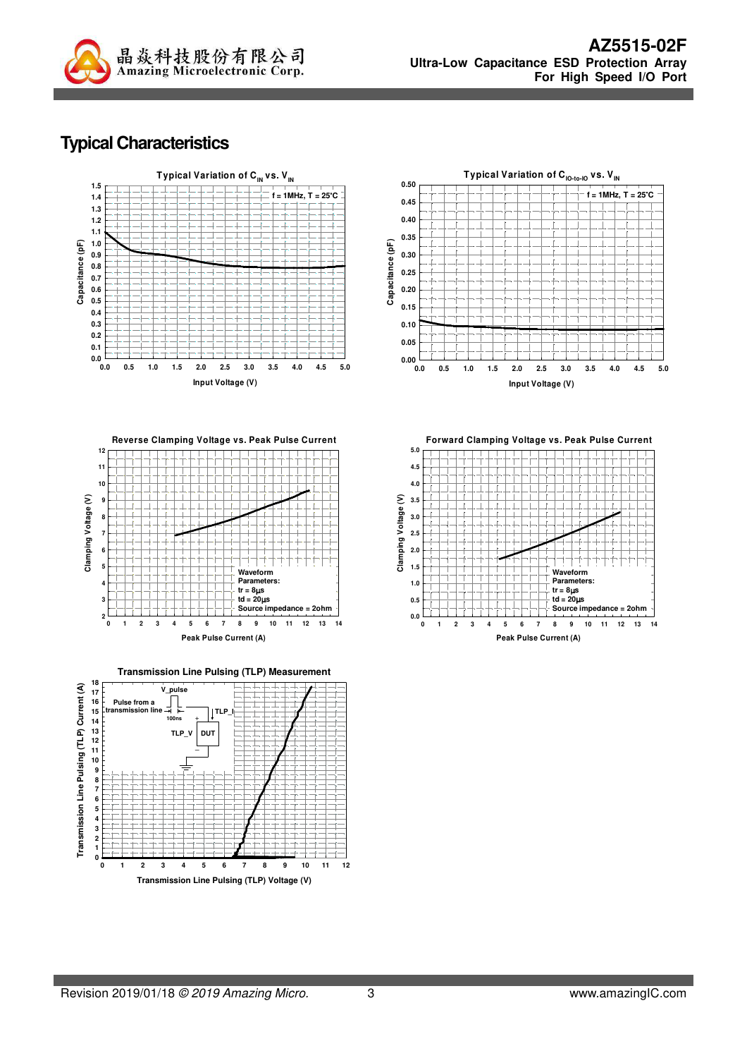## Typical Characteristics

Typical Variation of $C_{IN}$ vs. $V_{IN}$

f = 1MHz, T = 25°C

Capacitance (pF)

1.5 1.4 1.3 1.2 1.1 1.0 0.9 0.8 0.7 0.6 0.5 0.4 0.3 0.2 0.1 0.0

0.0 0.5 1.0 1.5 2.0 2.5 3.0 3.5 4.0 4.5 5.0

Input Voltage (V)

Typical Variation of $C_{IO\text{-}to\text{-}IO}$ vs. $V_{IN}$

f = 1MHz, T = 25°C

Capacitance (pF)

0.50 0.45 0.40 0.35 0.30 0.25 0.20 0.15 0.10 0.05 0.00

0.0 0.5 1.0 1.5 2.0 2.5 3.0 3.5 4.0 4.5 5.0

Input Voltage (V)

Reverse Clamping Voltage vs. Peak Pulse Current

Clamping Voltage (V)

12 11 10 9 8 7 6 5 4 3 2

0 1 2 3 4 5 6 7 8 9 10 11 12 13 14

Peak Pulse Current (A)

Waveform Parameters:
tr = 8μs
td = 20μs
Source impedance = 2ohm

Forward Clamping Voltage vs. Peak Pulse Current

Clamping Voltage (V)

5.0 4.5 4.0 3.5 3.0 2.5 2.0 1.5 1.0 0.5 0.0

0 1 2 3 4 5 6 7 8 9 10 11 12 13 14

Peak Pulse Current (A)

Waveform Parameters:
tr = 8μs
td = 20μs
Source impedance = 2ohm

Transmission Line Pulsing (TLP) Measurement

Transmission Line Pulsing (TLP) Current (A)

18 17 16 15 14 13 12 11 10 9 8 7 6 5 4 3 2 1 0

0 1 2 3 4 5 6 7 8 9 10 11 12

Transmission Line Pulsing (TLP) Voltage (V)

V_pulse

Pulse from a transmission line

100ns

TLP_I

TLP_V

DUT

+

−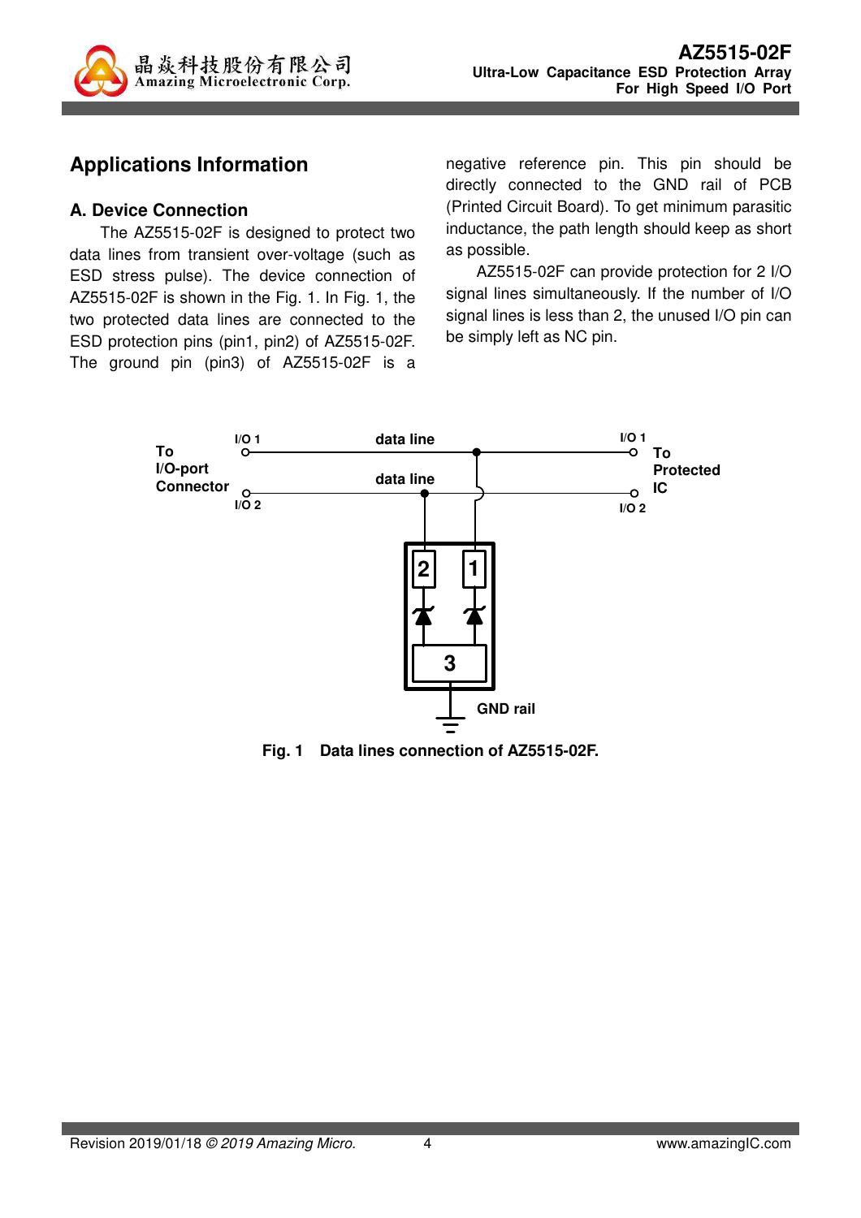## Applications Information

### A. Device Connection

The AZ5515-02F is designed to protect two data lines from transient over-voltage (such as ESD stress pulse). The device connection of AZ5515-02F is shown in the Fig. 1. In Fig. 1, the two protected data lines are connected to the ESD protection pins (pin1, pin2) of AZ5515-02F. The ground pin (pin3) of AZ5515-02F is a negative reference pin. This pin should be directly connected to the GND rail of PCB (Printed Circuit Board). To get minimum parasitic inductance, the path length should keep as short as possible.

AZ5515-02F can provide protection for 2 I/O signal lines simultaneously. If the number of I/O signal lines is less than 2, the unused I/O pin can be simply left as NC pin.

To I/O-port Connector

I/O 1

I/O 2

data line

data line

I/O 1

I/O 2

To Protected IC

2

1

3

GND rail

**Fig. 1 Data lines connection of AZ5515-02F.**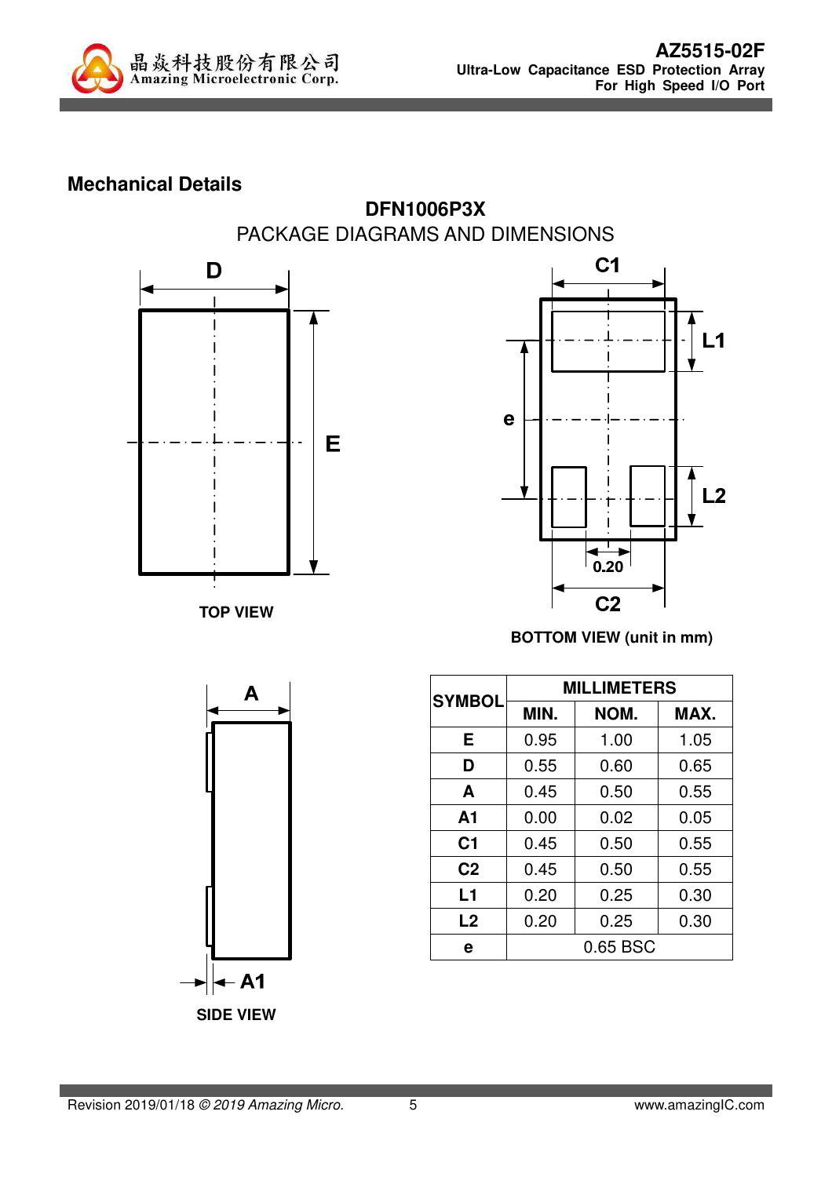## Mechanical Details

**DFN1006P3X**

PACKAGE DIAGRAMS AND DIMENSIONS

D

E

TOP VIEW

C1

L1

e

L2

0.20

C2

**BOTTOM VIEW (unit in mm)**

A

A1

SIDE VIEW

| SYMBOL | MILLIMETERS | | |
|---|---|---|---|
| | MIN. | NOM. | MAX. |
| E | 0.95 | 1.00 | 1.05 |
| D | 0.55 | 0.60 | 0.65 |
| A | 0.45 | 0.50 | 0.55 |
| A1 | 0.00 | 0.02 | 0.05 |
| C1 | 0.45 | 0.50 | 0.55 |
| C2 | 0.45 | 0.50 | 0.55 |
| L1 | 0.20 | 0.25 | 0.30 |
| L2 | 0.20 | 0.25 | 0.30 |
| e | 0.65 BSC | | |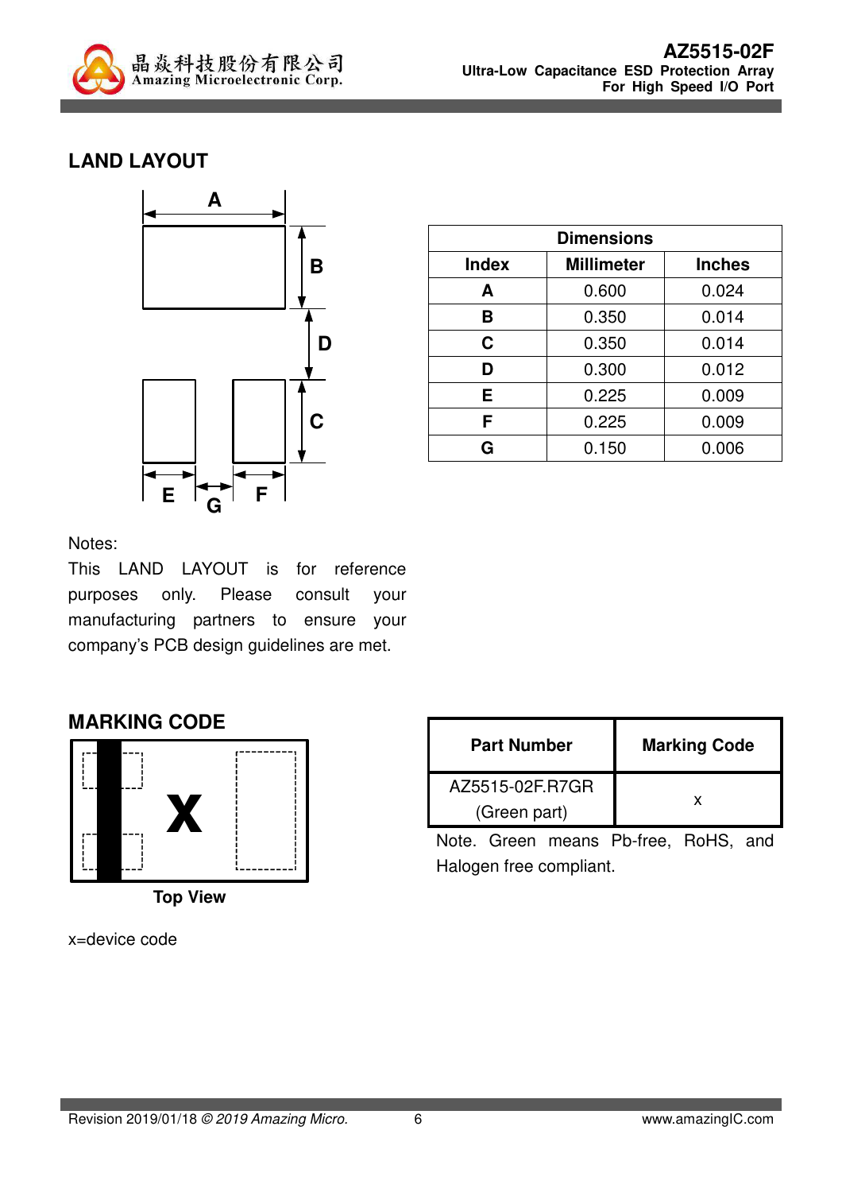## LAND LAYOUT

A
B
D
C
E
G
F

| Dimensions | | |
|---|---|---|
| **Index** | **Millimeter** | **Inches** |
| **A** | 0.600 | 0.024 |
| **B** | 0.350 | 0.014 |
| **C** | 0.350 | 0.014 |
| **D** | 0.300 | 0.012 |
| **E** | 0.225 | 0.009 |
| **F** | 0.225 | 0.009 |
| **G** | 0.150 | 0.006 |

Notes:
This LAND LAYOUT is for reference purposes only. Please consult your manufacturing partners to ensure your company's PCB design guidelines are met.

## MARKING CODE

X

**Top View**

x=device code

| Part Number | Marking Code |
|---|---|
| AZ5515-02F.R7GR (Green part) | x |

Note. Green means Pb-free, RoHS, and Halogen free compliant.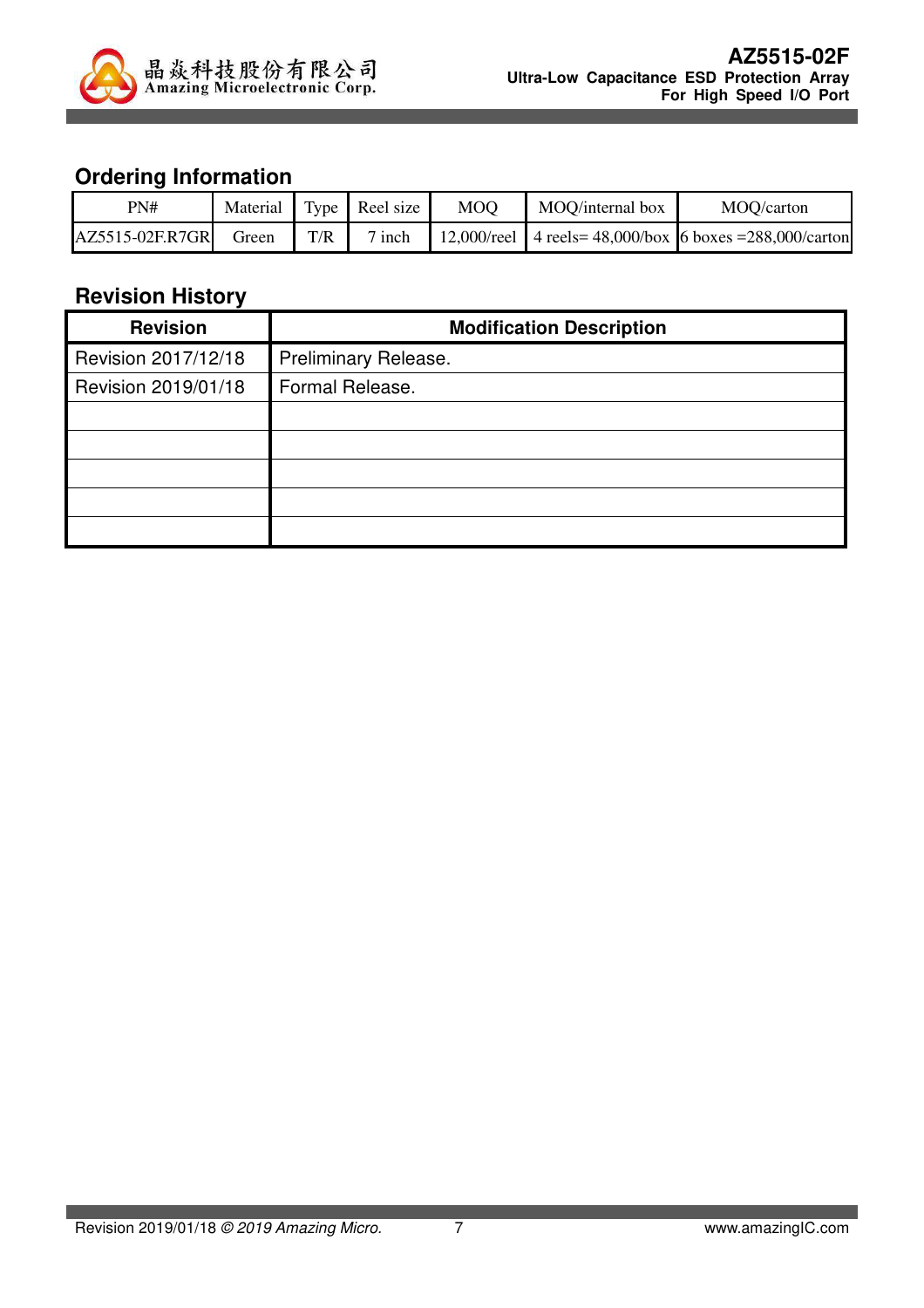## Ordering Information

| PN# | Material | Type | Reel size | MOQ | MOQ/internal box | MOQ/carton |
|---|---|---|---|---|---|---|
| AZ5515-02F.R7GR | Green | T/R | 7 inch | 12,000/reel | 4 reels= 48,000/box | 6 boxes =288,000/carton |

## Revision History

| Revision | Modification Description |
|---|---|
| Revision 2017/12/18 | Preliminary Release. |
| Revision 2019/01/18 | Formal Release. |
| | |
| | |
| | |
| | |
| | |